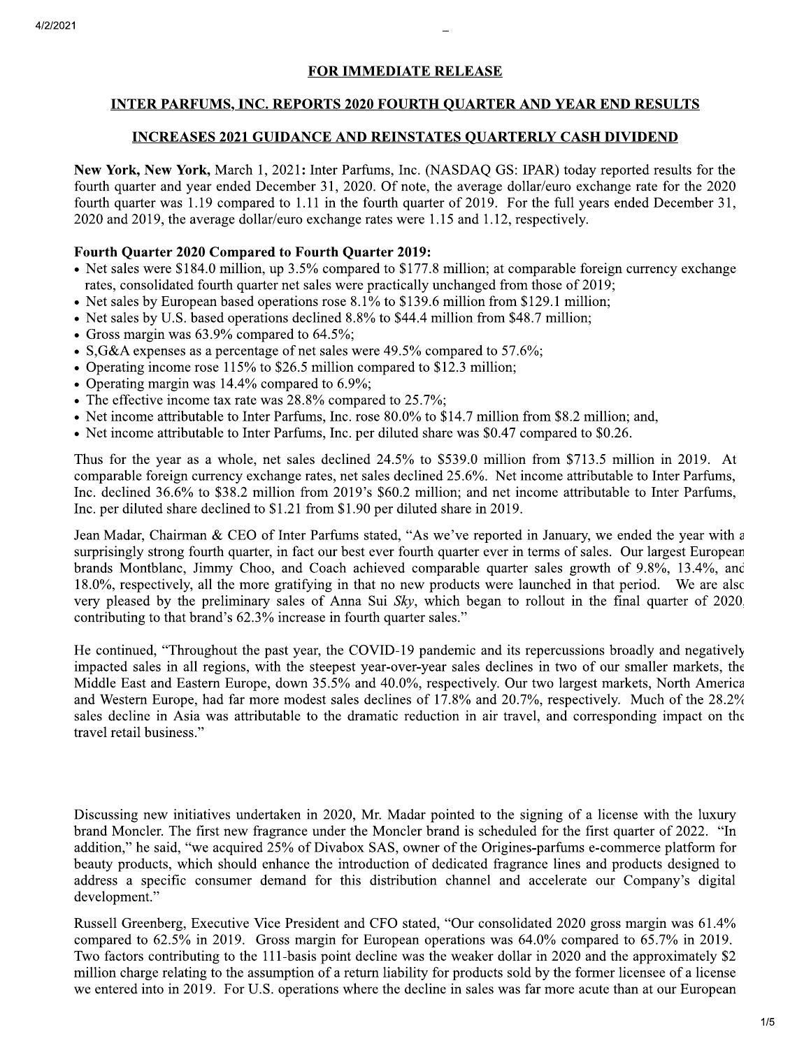## FOR IMMEDIATE RELEASE

## INTER PARFUMS, INC. REPORTS 2020 FOURTH QUARTER AND YEAR END RESULTS

## INCREASES 2021 GUIDANCE AND REINSTATES QUARTERLY CASH DIVIDEND

**New York, New York,** March 1, 2021**:** Inter Parfums, Inc. (NASDAQ GS: IPAR) today reported results for the fourth quarter and year ended December 31, 2020. Of note, the average dollar/euro exchange rate for the 2020 fourth quarter was 1.19 compared to 1.11 in the fourth quarter of 2019. For the full years ended December 31, 2020 and 2019, the average dollar/euro exchange rates were 1.15 and 1.12, respectively.

**Fourth Quarter 2020 Compared to Fourth Quarter 2019:**

- Net sales were $184.0 million, up 3.5% compared to $177.8 million; at comparable foreign currency exchange rates, consolidated fourth quarter net sales were practically unchanged from those of 2019;
- Net sales by European based operations rose 8.1% to $139.6 million from $129.1 million;
- Net sales by U.S. based operations declined 8.8% to $44.4 million from $48.7 million;
- Gross margin was 63.9% compared to 64.5%;
- S,G&A expenses as a percentage of net sales were 49.5% compared to 57.6%;
- Operating income rose 115% to $26.5 million compared to $12.3 million;
- Operating margin was 14.4% compared to 6.9%;
- The effective income tax rate was 28.8% compared to 25.7%;
- Net income attributable to Inter Parfums, Inc. rose 80.0% to $14.7 million from $8.2 million; and,
- Net income attributable to Inter Parfums, Inc. per diluted share was $0.47 compared to $0.26.

Thus for the year as a whole, net sales declined 24.5% to $539.0 million from $713.5 million in 2019. At comparable foreign currency exchange rates, net sales declined 25.6%. Net income attributable to Inter Parfums, Inc. declined 36.6% to $38.2 million from 2019's $60.2 million; and net income attributable to Inter Parfums, Inc. per diluted share declined to $1.21 from $1.90 per diluted share in 2019.

Jean Madar, Chairman & CEO of Inter Parfums stated, "As we've reported in January, we ended the year with a surprisingly strong fourth quarter, in fact our best ever fourth quarter ever in terms of sales. Our largest European brands Montblanc, Jimmy Choo, and Coach achieved comparable quarter sales growth of 9.8%, 13.4%, and 18.0%, respectively, all the more gratifying in that no new products were launched in that period. We are also very pleased by the preliminary sales of Anna Sui *Sky*, which began to rollout in the final quarter of 2020, contributing to that brand's 62.3% increase in fourth quarter sales."

He continued, "Throughout the past year, the COVID-19 pandemic and its repercussions broadly and negatively impacted sales in all regions, with the steepest year-over-year sales declines in two of our smaller markets, the Middle East and Eastern Europe, down 35.5% and 40.0%, respectively. Our two largest markets, North America and Western Europe, had far more modest sales declines of 17.8% and 20.7%, respectively. Much of the 28.2% sales decline in Asia was attributable to the dramatic reduction in air travel, and corresponding impact on the travel retail business."

Discussing new initiatives undertaken in 2020, Mr. Madar pointed to the signing of a license with the luxury brand Moncler. The first new fragrance under the Moncler brand is scheduled for the first quarter of 2022. "In addition," he said, "we acquired 25% of Divabox SAS, owner of the Origines-parfums e-commerce platform for beauty products, which should enhance the introduction of dedicated fragrance lines and products designed to address a specific consumer demand for this distribution channel and accelerate our Company's digital development."

Russell Greenberg, Executive Vice President and CFO stated, "Our consolidated 2020 gross margin was 61.4% compared to 62.5% in 2019. Gross margin for European operations was 64.0% compared to 65.7% in 2019. Two factors contributing to the 111-basis point decline was the weaker dollar in 2020 and the approximately $2 million charge relating to the assumption of a return liability for products sold by the former licensee of a license we entered into in 2019. For U.S. operations where the decline in sales was far more acute than at our European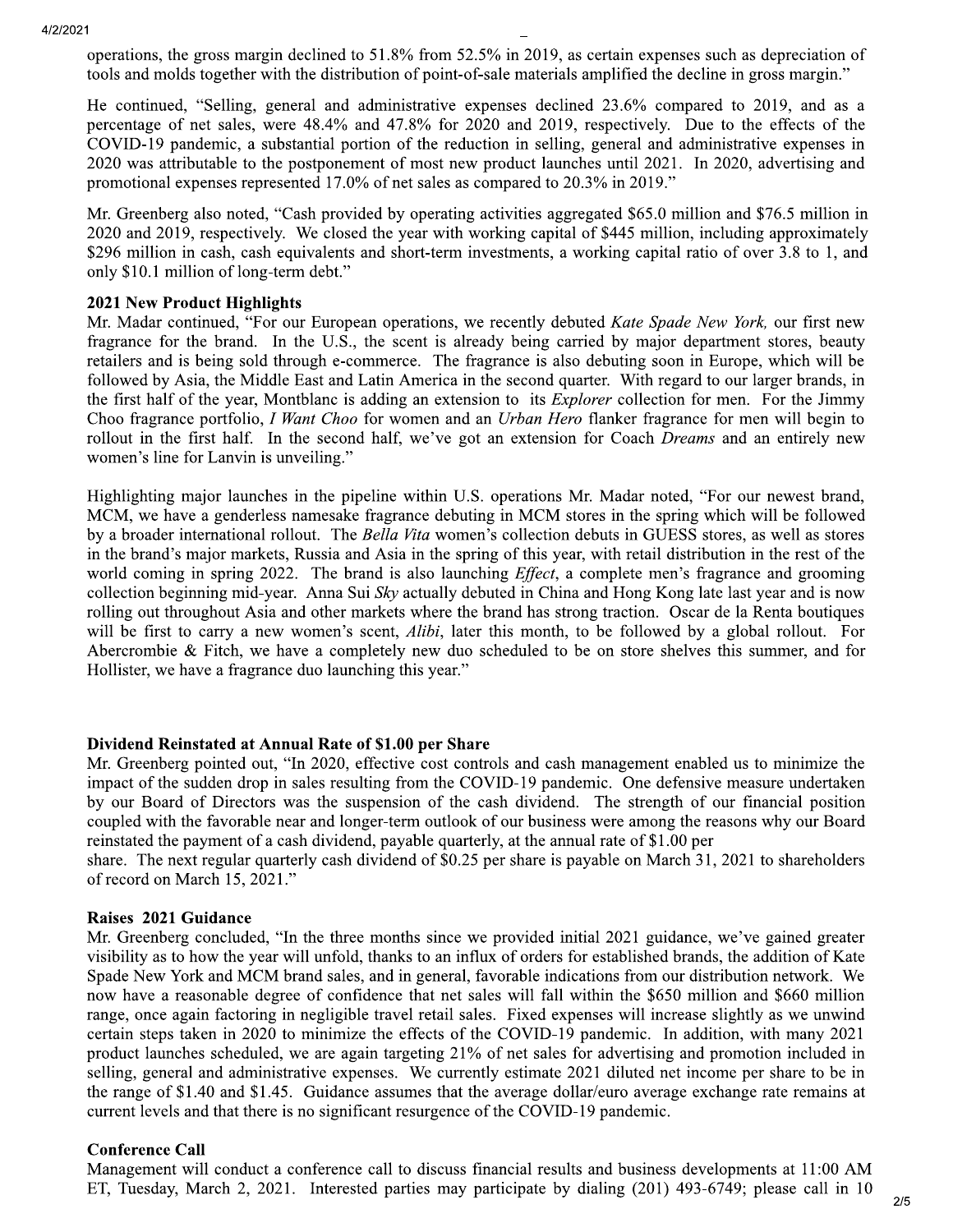operations, the gross margin declined to 51.8% from 52.5% in 2019, as certain expenses such as depreciation of tools and molds together with the distribution of point-of-sale materials amplified the decline in gross margin."

He continued, "Selling, general and administrative expenses declined 23.6% compared to 2019, and as a percentage of net sales, were 48.4% and 47.8% for 2020 and 2019, respectively. Due to the effects of the COVID-19 pandemic, a substantial portion of the reduction in selling, general and administrative expenses in 2020 was attributable to the postponement of most new product launches until 2021. In 2020, advertising and promotional expenses represented 17.0% of net sales as compared to 20.3% in 2019."

Mr. Greenberg also noted, "Cash provided by operating activities aggregated $65.0 million and $76.5 million in 2020 and 2019, respectively. We closed the year with working capital of $445 million, including approximately $296 million in cash, cash equivalents and short-term investments, a working capital ratio of over 3.8 to 1, and only $10.1 million of long-term debt."

**2021 New Product Highlights**

Mr. Madar continued, "For our European operations, we recently debuted *Kate Spade New York,* our first new fragrance for the brand. In the U.S., the scent is already being carried by major department stores, beauty retailers and is being sold through e-commerce. The fragrance is also debuting soon in Europe, which will be followed by Asia, the Middle East and Latin America in the second quarter. With regard to our larger brands, in the first half of the year, Montblanc is adding an extension to its *Explorer* collection for men. For the Jimmy Choo fragrance portfolio, *I Want Choo* for women and an *Urban Hero* flanker fragrance for men will begin to rollout in the first half. In the second half, we've got an extension for Coach *Dreams* and an entirely new women's line for Lanvin is unveiling."

Highlighting major launches in the pipeline within U.S. operations Mr. Madar noted, "For our newest brand, MCM, we have a genderless namesake fragrance debuting in MCM stores in the spring which will be followed by a broader international rollout. The *Bella Vita* women's collection debuts in GUESS stores, as well as stores in the brand's major markets, Russia and Asia in the spring of this year, with retail distribution in the rest of the world coming in spring 2022. The brand is also launching *Effect*, a complete men's fragrance and grooming collection beginning mid-year. Anna Sui *Sky* actually debuted in China and Hong Kong late last year and is now rolling out throughout Asia and other markets where the brand has strong traction. Oscar de la Renta boutiques will be first to carry a new women's scent, *Alibi*, later this month, to be followed by a global rollout. For Abercrombie & Fitch, we have a completely new duo scheduled to be on store shelves this summer, and for Hollister, we have a fragrance duo launching this year."

**Dividend Reinstated at Annual Rate of $1.00 per Share**

Mr. Greenberg pointed out, "In 2020, effective cost controls and cash management enabled us to minimize the impact of the sudden drop in sales resulting from the COVID-19 pandemic. One defensive measure undertaken by our Board of Directors was the suspension of the cash dividend. The strength of our financial position coupled with the favorable near and longer-term outlook of our business were among the reasons why our Board reinstated the payment of a cash dividend, payable quarterly, at the annual rate of $1.00 per share. The next regular quarterly cash dividend of $0.25 per share is payable on March 31, 2021 to shareholders of record on March 15, 2021."

**Raises 2021 Guidance**

Mr. Greenberg concluded, "In the three months since we provided initial 2021 guidance, we've gained greater visibility as to how the year will unfold, thanks to an influx of orders for established brands, the addition of Kate Spade New York and MCM brand sales, and in general, favorable indications from our distribution network. We now have a reasonable degree of confidence that net sales will fall within the $650 million and $660 million range, once again factoring in negligible travel retail sales. Fixed expenses will increase slightly as we unwind certain steps taken in 2020 to minimize the effects of the COVID-19 pandemic. In addition, with many 2021 product launches scheduled, we are again targeting 21% of net sales for advertising and promotion included in selling, general and administrative expenses. We currently estimate 2021 diluted net income per share to be in the range of $1.40 and $1.45. Guidance assumes that the average dollar/euro average exchange rate remains at current levels and that there is no significant resurgence of the COVID-19 pandemic.

**Conference Call**

Management will conduct a conference call to discuss financial results and business developments at 11:00 AM ET, Tuesday, March 2, 2021. Interested parties may participate by dialing (201) 493-6749; please call in 10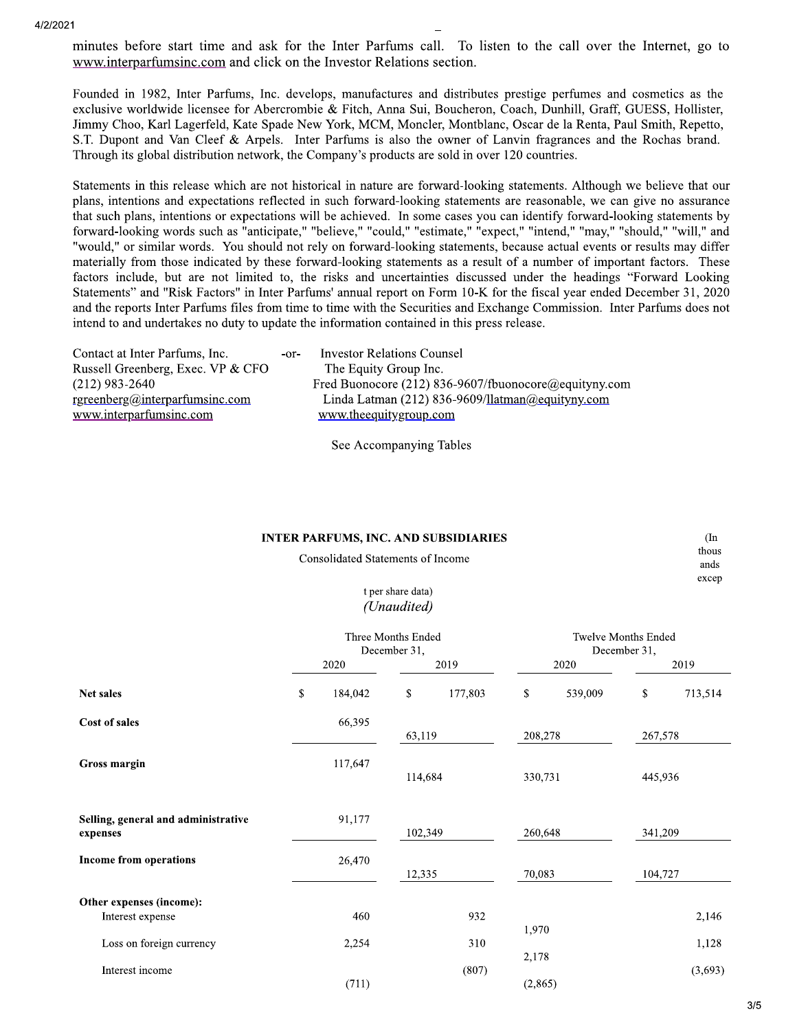minutes before start time and ask for the Inter Parfums call. To listen to the call over the Internet, go to www.interparfumsinc.com and click on the Investor Relations section.

Founded in 1982, Inter Parfums, Inc. develops, manufactures and distributes prestige perfumes and cosmetics as the exclusive worldwide licensee for Abercrombie & Fitch, Anna Sui, Boucheron, Coach, Dunhill, Graff, GUESS, Hollister, Jimmy Choo, Karl Lagerfeld, Kate Spade New York, MCM, Moncler, Montblanc, Oscar de la Renta, Paul Smith, Repetto, S.T. Dupont and Van Cleef & Arpels. Inter Parfums is also the owner of Lanvin fragrances and the Rochas brand. Through its global distribution network, the Company's products are sold in over 120 countries.

Statements in this release which are not historical in nature are forward-looking statements. Although we believe that our plans, intentions and expectations reflected in such forward-looking statements are reasonable, we can give no assurance that such plans, intentions or expectations will be achieved. In some cases you can identify forward-looking statements by forward-looking words such as "anticipate," "believe," "could," "estimate," "expect," "intend," "may," "should," "will," and "would," or similar words. You should not rely on forward-looking statements, because actual events or results may differ materially from those indicated by these forward-looking statements as a result of a number of important factors. These factors include, but are not limited to, the risks and uncertainties discussed under the headings "Forward Looking Statements" and "Risk Factors" in Inter Parfums' annual report on Form 10-K for the fiscal year ended December 31, 2020 and the reports Inter Parfums files from time to time with the Securities and Exchange Commission. Inter Parfums does not intend to and undertakes no duty to update the information contained in this press release.

| Contact at Inter Parfums, Inc. | -or- | Investor Relations Counsel |
|---|---|---|
| Russell Greenberg, Exec. VP & CFO | | The Equity Group Inc. |
| (212) 983-2640 | | Fred Buonocore (212) 836-9607/fbuonocore@equityny.com |
| rgreenberg@interparfumsinc.com | | Linda Latman (212) 836-9609/llatman@equityny.com |
| www.interparfumsinc.com | | www.theequitygroup.com |

See Accompanying Tables

**INTER PARFUMS, INC. AND SUBSIDIARIES**

Consolidated Statements of Income

(In thousands except per share data)

*(Unaudited)*

| | Three Months Ended December 31, | | Twelve Months Ended December 31, | |
|---|---|---|---|---|
| | 2020 | 2019 | 2020 | 2019 |
| **Net sales** | $ 184,042 | $ 177,803 | $ 539,009 | $ 713,514 |
| **Cost of sales** | 66,395 | 63,119 | 208,278 | 267,578 |
| **Gross margin** | 117,647 | 114,684 | 330,731 | 445,936 |
| **Selling, general and administrative expenses** | 91,177 | 102,349 | 260,648 | 341,209 |
| **Income from operations** | 26,470 | 12,335 | 70,083 | 104,727 |
| **Other expenses (income):** | | | | |
| Interest expense | 460 | 932 | 1,970 | 2,146 |
| Loss on foreign currency | 2,254 | 310 | 2,178 | 1,128 |
| Interest income | (711) | (807) | (2,865) | (3,693) |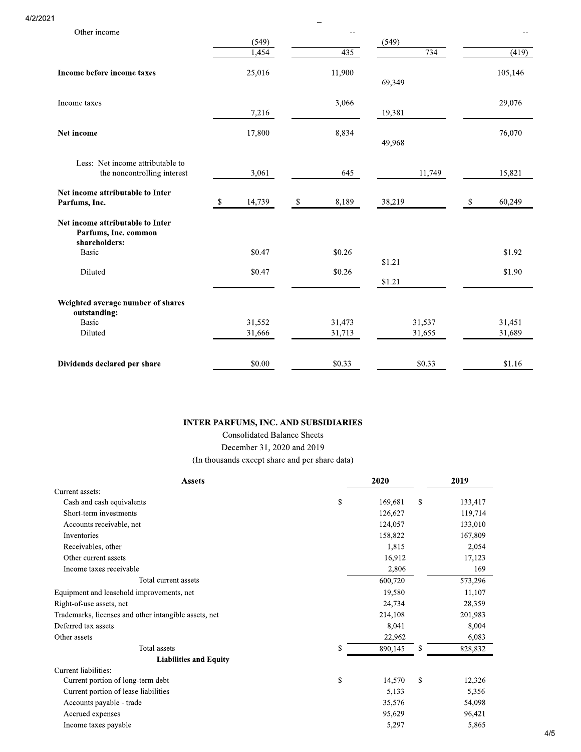| | | | | |
|---|---|---|---|---|
| Other income | (549) | -- | (549) | -- |
| | 1,454 | 435 | 734 | (419) |
| **Income before income taxes** | 25,016 | 11,900 | 69,349 | 105,146 |
| Income taxes | 7,216 | 3,066 | 19,381 | 29,076 |
| **Net income** | 17,800 | 8,834 | 49,968 | 76,070 |
| Less: Net income attributable to the noncontrolling interest | 3,061 | 645 | 11,749 | 15,821 |
| **Net income attributable to Inter Parfums, Inc.** | $ 14,739 | $ 8,189 | 38,219 | $ 60,249 |
| **Net income attributable to Inter Parfums, Inc. common shareholders:** | | | | |
| Basic | $0.47 | $0.26 | $1.21 | $1.92 |
| Diluted | $0.47 | $0.26 | $1.21 | $1.90 |
| **Weighted average number of shares outstanding:** | | | | |
| Basic | 31,552 | 31,473 | 31,537 | 31,451 |
| Diluted | 31,666 | 31,713 | 31,655 | 31,689 |
| **Dividends declared per share** | $0.00 | $0.33 | $0.33 | $1.16 |

**INTER PARFUMS, INC. AND SUBSIDIARIES**

Consolidated Balance Sheets

December 31, 2020 and 2019

(In thousands except share and per share data)

| **Assets** | **2020** | **2019** |
|---|---|---|
| Current assets: | | |
| Cash and cash equivalents | $ 169,681 | $ 133,417 |
| Short-term investments | 126,627 | 119,714 |
| Accounts receivable, net | 124,057 | 133,010 |
| Inventories | 158,822 | 167,809 |
| Receivables, other | 1,815 | 2,054 |
| Other current assets | 16,912 | 17,123 |
| Income taxes receivable | 2,806 | 169 |
| Total current assets | 600,720 | 573,296 |
| Equipment and leasehold improvements, net | 19,580 | 11,107 |
| Right-of-use assets, net | 24,734 | 28,359 |
| Trademarks, licenses and other intangible assets, net | 214,108 | 201,983 |
| Deferred tax assets | 8,041 | 8,004 |
| Other assets | 22,962 | 6,083 |
| Total assets | $ 890,145 | $ 828,832 |
| **Liabilities and Equity** | | |
| Current liabilities: | | |
| Current portion of long-term debt | $ 14,570 | $ 12,326 |
| Current portion of lease liabilities | 5,133 | 5,356 |
| Accounts payable - trade | 35,576 | 54,098 |
| Accrued expenses | 95,629 | 96,421 |
| Income taxes payable | 5,297 | 5,865 |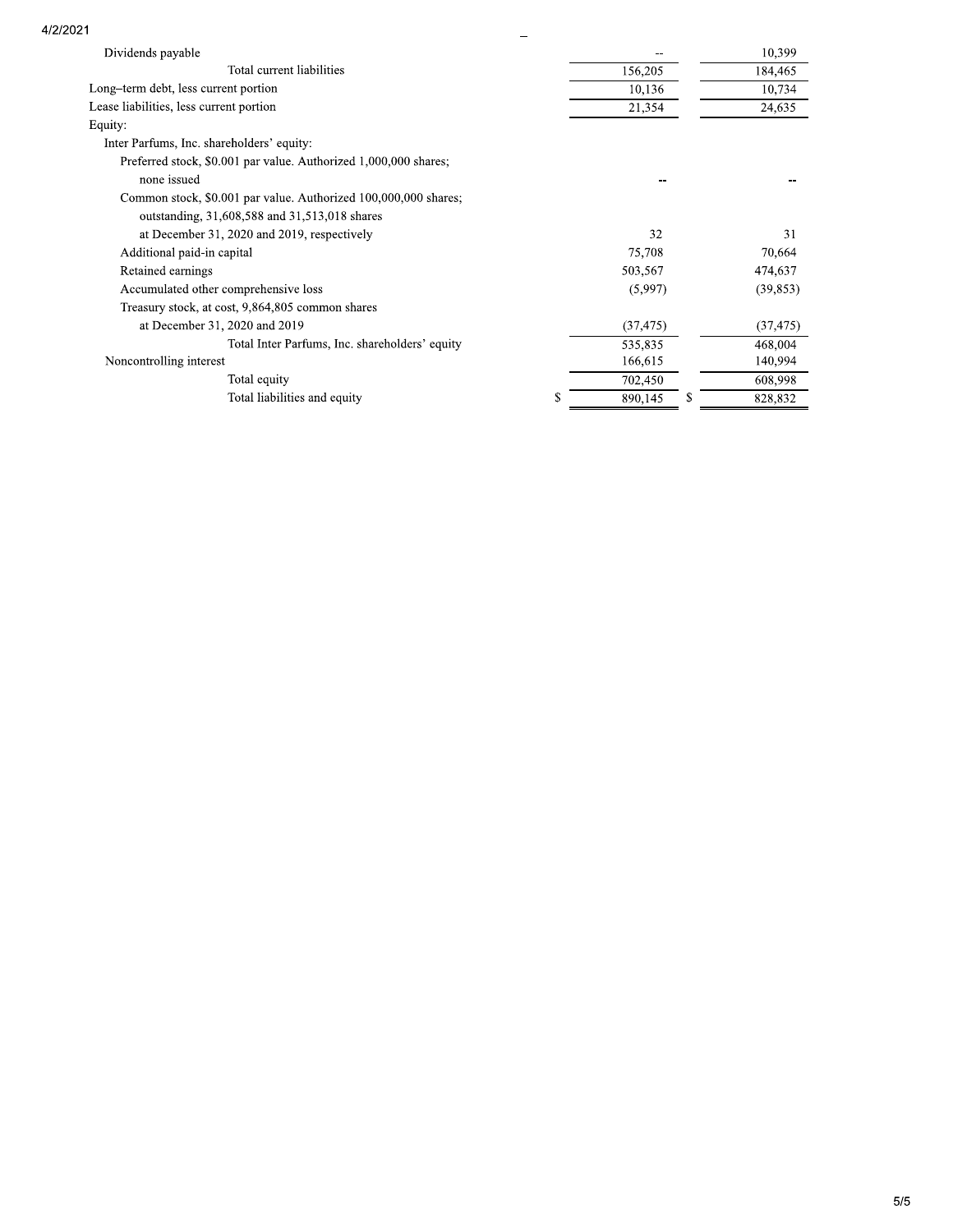| | | |
|---|---|---|
| Dividends payable | -- | 10,399 |
| Total current liabilities | 156,205 | 184,465 |
| Long–term debt, less current portion | 10,136 | 10,734 |
| Lease liabilities, less current portion | 21,354 | 24,635 |
| Equity: | | |
| Inter Parfums, Inc. shareholders' equity: | | |
| Preferred stock, $0.001 par value. Authorized 1,000,000 shares; none issued | -- | -- |
| Common stock, $0.001 par value. Authorized 100,000,000 shares; outstanding, 31,608,588 and 31,513,018 shares at December 31, 2020 and 2019, respectively | 32 | 31 |
| Additional paid-in capital | 75,708 | 70,664 |
| Retained earnings | 503,567 | 474,637 |
| Accumulated other comprehensive loss | (5,997) | (39,853) |
| Treasury stock, at cost, 9,864,805 common shares at December 31, 2020 and 2019 | (37,475) | (37,475) |
| Total Inter Parfums, Inc. shareholders' equity | 535,835 | 468,004 |
| Noncontrolling interest | 166,615 | 140,994 |
| Total equity | 702,450 | 608,998 |
| Total liabilities and equity | $ 890,145 | $ 828,832 |